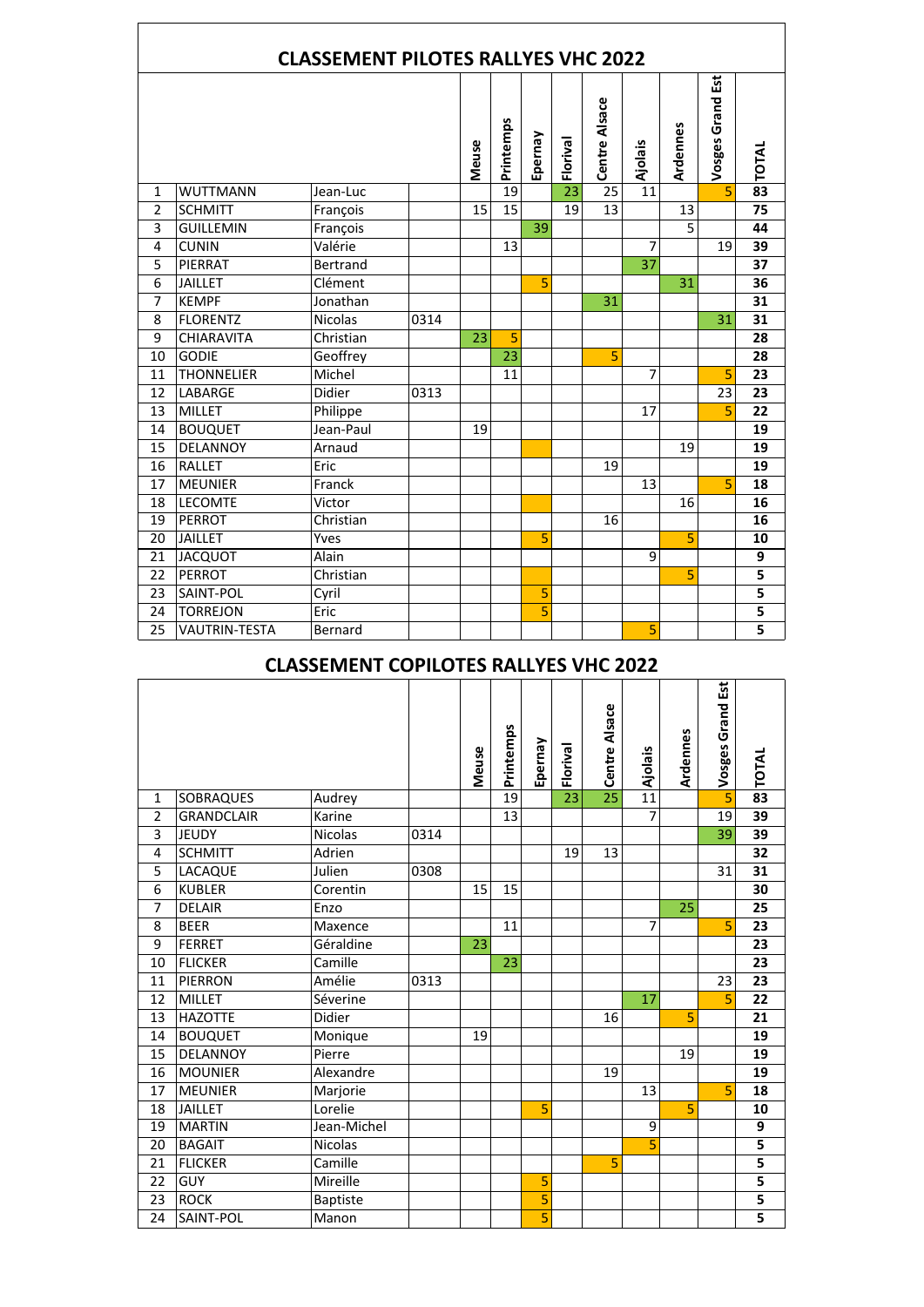## CLASSEMENT PILOTES RALLYES VHC 2022

| | | | | Meuse | Printemps | Epernay | Florival | Centre Alsace | Ajolais | Ardennes | Vosges Grand Est | TOTAL |
|---|---|---|---|---|---|---|---|---|---|---|---|---|
| 1 | WUTTMANN | Jean-Luc | | | 19 | | 23 | 25 | 11 | | 5 | **83** |
| 2 | SCHMITT | François | | 15 | 15 | | 19 | 13 | | 13 | | **75** |
| 3 | GUILLEMIN | François | | | | 39 | | | | 5 | | **44** |
| 4 | CUNIN | Valérie | | | 13 | | | | 7 | | 19 | **39** |
| 5 | PIERRAT | Bertrand | | | | | | | 37 | | | **37** |
| 6 | JAILLET | Clément | | | | 5 | | | | 31 | | **36** |
| 7 | KEMPF | Jonathan | | | | | | 31 | | | | **31** |
| 8 | FLORENTZ | Nicolas | 0314 | | | | | | | | 31 | **31** |
| 9 | CHIARAVITA | Christian | | 23 | 5 | | | | | | | **28** |
| 10 | GODIE | Geoffrey | | | 23 | | | 5 | | | | **28** |
| 11 | THONNELIER | Michel | | | 11 | | | | 7 | | 5 | **23** |
| 12 | LABARGE | Didier | 0313 | | | | | | | | 23 | **23** |
| 13 | MILLET | Philippe | | | | | | | 17 | | 5 | **22** |
| 14 | BOUQUET | Jean-Paul | | 19 | | | | | | | | **19** |
| 15 | DELANNOY | Arnaud | | | | | | | | 19 | | **19** |
| 16 | RALLET | Eric | | | | | | 19 | | | | **19** |
| 17 | MEUNIER | Franck | | | | | | | 13 | | 5 | **18** |
| 18 | LECOMTE | Victor | | | | | | | | 16 | | **16** |
| 19 | PERROT | Christian | | | | | | 16 | | | | **16** |
| 20 | JAILLET | Yves | | | | 5 | | | | 5 | | **10** |
| 21 | JACQUOT | Alain | | | | | | | 9 | | | **9** |
| 22 | PERROT | Christian | | | | | | | | 5 | | **5** |
| 23 | SAINT-POL | Cyril | | | | 5 | | | | | | **5** |
| 24 | TORREJON | Eric | | | | 5 | | | | | | **5** |
| 25 | VAUTRIN-TESTA | Bernard | | | | | | | 5 | | | **5** |

## CLASSEMENT COPILOTES RALLYES VHC 2022

| | | | | Meuse | Printemps | Epernay | Florival | Centre Alsace | Ajolais | Ardennes | Vosges Grand Est | TOTAL |
|---|---|---|---|---|---|---|---|---|---|---|---|---|
| 1 | SOBRAQUES | Audrey | | | 19 | | 23 | 25 | 11 | | 5 | **83** |
| 2 | GRANDCLAIR | Karine | | | 13 | | | | 7 | | 19 | **39** |
| 3 | JEUDY | Nicolas | 0314 | | | | | | | | 39 | **39** |
| 4 | SCHMITT | Adrien | | | | | 19 | 13 | | | | **32** |
| 5 | LACAQUE | Julien | 0308 | | | | | | | | 31 | **31** |
| 6 | KUBLER | Corentin | | 15 | 15 | | | | | | | **30** |
| 7 | DELAIR | Enzo | | | | | | | | 25 | | **25** |
| 8 | BEER | Maxence | | | 11 | | | | 7 | | 5 | **23** |
| 9 | FERRET | Géraldine | | 23 | | | | | | | | **23** |
| 10 | FLICKER | Camille | | | 23 | | | | | | | **23** |
| 11 | PIERRON | Amélie | 0313 | | | | | | | | 23 | **23** |
| 12 | MILLET | Séverine | | | | | | | 17 | | 5 | **22** |
| 13 | HAZOTTE | Didier | | | | | | 16 | | 5 | | **21** |
| 14 | BOUQUET | Monique | | 19 | | | | | | | | **19** |
| 15 | DELANNOY | Pierre | | | | | | | | 19 | | **19** |
| 16 | MOUNIER | Alexandre | | | | | | 19 | | | | **19** |
| 17 | MEUNIER | Marjorie | | | | | | | 13 | | 5 | **18** |
| 18 | JAILLET | Lorelie | | | | 5 | | | | 5 | | **10** |
| 19 | MARTIN | Jean-Michel | | | | | | | 9 | | | **9** |
| 20 | BAGAIT | Nicolas | | | | | | | 5 | | | **5** |
| 21 | FLICKER | Camille | | | | | | 5 | | | | **5** |
| 22 | GUY | Mireille | | | | 5 | | | | | | **5** |
| 23 | ROCK | Baptiste | | | | 5 | | | | | | **5** |
| 24 | SAINT-POL | Manon | | | | 5 | | | | | | **5** |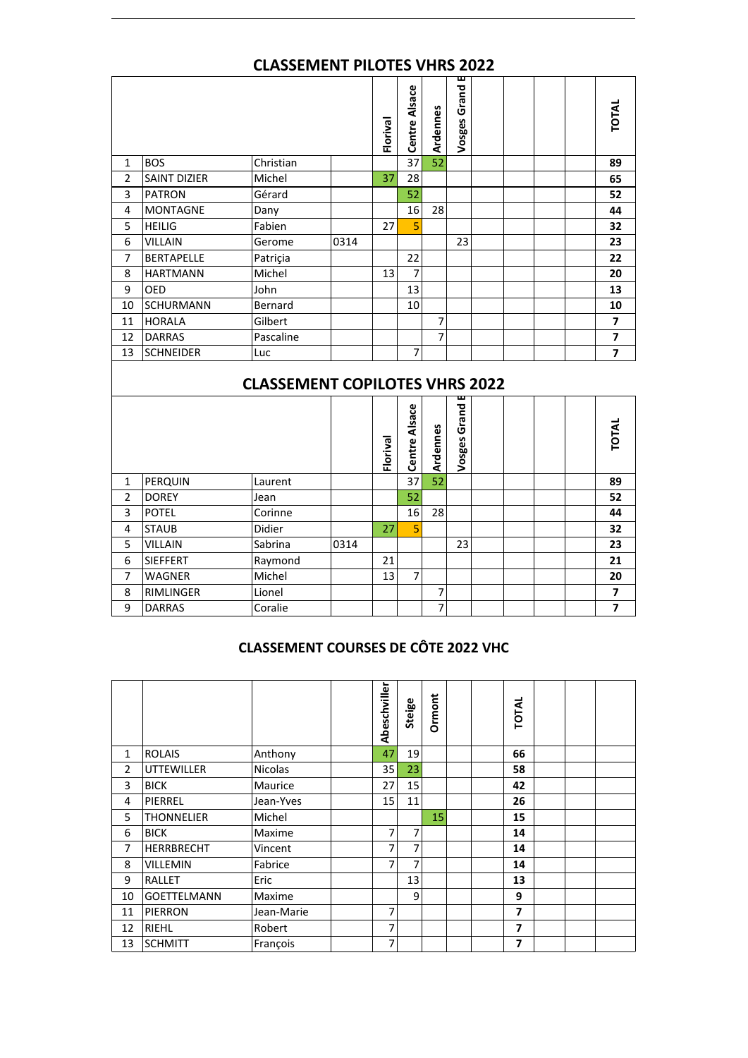## CLASSEMENT PILOTES VHRS 2022

| | | | | Florival | Centre Alsace | Ardennes | Vosges Grand E | | | | | TOTAL |
|---|---|---|---|---|---|---|---|---|---|---|---|---|
| 1 | BOS | Christian | | | 37 | 52 | | | | | | 89 |
| 2 | SAINT DIZIER | Michel | | 37 | 28 | | | | | | | 65 |
| 3 | PATRON | Gérard | | | 52 | | | | | | | 52 |
| 4 | MONTAGNE | Dany | | | 16 | 28 | | | | | | 44 |
| 5 | HEILIG | Fabien | | 27 | 5 | | | | | | | 32 |
| 6 | VILLAIN | Gerome | 0314 | | | | 23 | | | | | 23 |
| 7 | BERTAPELLE | Patriçia | | | 22 | | | | | | | 22 |
| 8 | HARTMANN | Michel | | 13 | 7 | | | | | | | 20 |
| 9 | OED | John | | | 13 | | | | | | | 13 |
| 10 | SCHURMANN | Bernard | | | 10 | | | | | | | 10 |
| 11 | HORALA | Gilbert | | | | 7 | | | | | | 7 |
| 12 | DARRAS | Pascaline | | | | 7 | | | | | | 7 |
| 13 | SCHNEIDER | Luc | | | 7 | | | | | | | 7 |

## CLASSEMENT COPILOTES VHRS 2022

| | | | | Florival | Centre Alsace | Ardennes | Vosges Grand E | | | | | TOTAL |
|---|---|---|---|---|---|---|---|---|---|---|---|---|
| 1 | PERQUIN | Laurent | | | 37 | 52 | | | | | | 89 |
| 2 | DOREY | Jean | | | 52 | | | | | | | 52 |
| 3 | POTEL | Corinne | | | 16 | 28 | | | | | | 44 |
| 4 | STAUB | Didier | | 27 | 5 | | | | | | | 32 |
| 5 | VILLAIN | Sabrina | 0314 | | | | 23 | | | | | 23 |
| 6 | SIEFFERT | Raymond | | 21 | | | | | | | | 21 |
| 7 | WAGNER | Michel | | 13 | 7 | | | | | | | 20 |
| 8 | RIMLINGER | Lionel | | | | 7 | | | | | | 7 |
| 9 | DARRAS | Coralie | | | | 7 | | | | | | 7 |

## CLASSEMENT COURSES DE CÔTE 2022 VHC

| | | | | Abeschviller | Steige | Ormont | | | TOTAL | | |
|---|---|---|---|---|---|---|---|---|---|---|---|
| 1 | ROLAIS | Anthony | | 47 | 19 | | | | 66 | | |
| 2 | UTTEWILLER | Nicolas | | 35 | 23 | | | | 58 | | |
| 3 | BICK | Maurice | | 27 | 15 | | | | 42 | | |
| 4 | PIERREL | Jean-Yves | | 15 | 11 | | | | 26 | | |
| 5 | THONNELIER | Michel | | | | 15 | | | 15 | | |
| 6 | BICK | Maxime | | 7 | 7 | | | | 14 | | |
| 7 | HERRBRECHT | Vincent | | 7 | 7 | | | | 14 | | |
| 8 | VILLEMIN | Fabrice | | 7 | 7 | | | | 14 | | |
| 9 | RALLET | Eric | | | 13 | | | | 13 | | |
| 10 | GOETTELMANN | Maxime | | | 9 | | | | 9 | | |
| 11 | PIERRON | Jean-Marie | | 7 | | | | | 7 | | |
| 12 | RIEHL | Robert | | 7 | | | | | 7 | | |
| 13 | SCHMITT | François | | 7 | | | | | 7 | | |